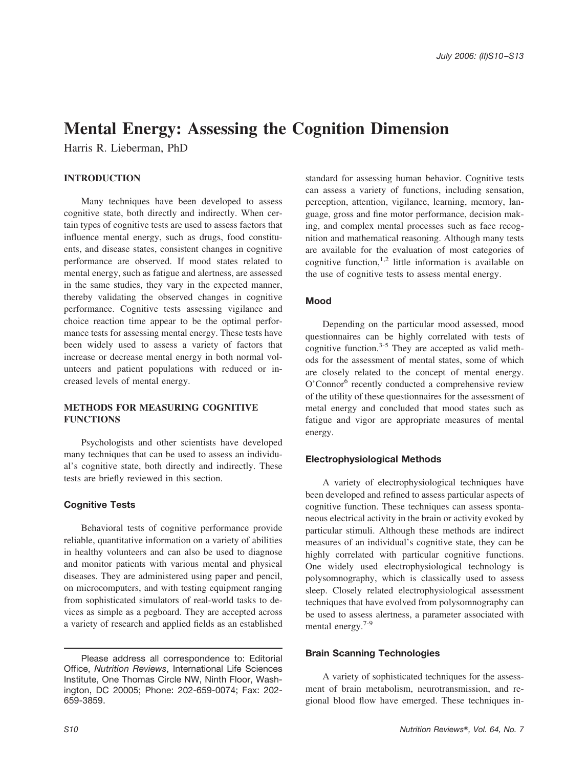# Mental Energy: Assessing the Cognition Dimension

Harris R. Lieberman, PhD

## INTRODUCTION

Many techniques have been developed to assess cognitive state, both directly and indirectly. When certain types of cognitive tests are used to assess factors that influence mental energy, such as drugs, food constituents, and disease states, consistent changes in cognitive performance are observed. If mood states related to mental energy, such as fatigue and alertness, are assessed in the same studies, they vary in the expected manner, thereby validating the observed changes in cognitive performance. Cognitive tests assessing vigilance and choice reaction time appear to be the optimal performance tests for assessing mental energy. These tests have been widely used to assess a variety of factors that increase or decrease mental energy in both normal volunteers and patient populations with reduced or increased levels of mental energy.

## METHODS FOR MEASURING COGNITIVE FUNCTIONS

Psychologists and other scientists have developed many techniques that can be used to assess an individual's cognitive state, both directly and indirectly. These tests are briefly reviewed in this section.

### Cognitive Tests

Behavioral tests of cognitive performance provide reliable, quantitative information on a variety of abilities in healthy volunteers and can also be used to diagnose and monitor patients with various mental and physical diseases. They are administered using paper and pencil, on microcomputers, and with testing equipment ranging from sophisticated simulators of real-world tasks to devices as simple as a pegboard. They are accepted across a variety of research and applied fields as an established standard for assessing human behavior. Cognitive tests can assess a variety of functions, including sensation, perception, attention, vigilance, learning, memory, language, gross and fine motor performance, decision making, and complex mental processes such as face recognition and mathematical reasoning. Although many tests are available for the evaluation of most categories of cognitive function,[1,2] little information is available on the use of cognitive tests to assess mental energy.

### Mood

Depending on the particular mood assessed, mood questionnaires can be highly correlated with tests of cognitive function.[3-5] They are accepted as valid methods for the assessment of mental states, some of which are closely related to the concept of mental energy. O'Connor[6] recently conducted a comprehensive review of the utility of these questionnaires for the assessment of metal energy and concluded that mood states such as fatigue and vigor are appropriate measures of mental energy.

### Electrophysiological Methods

A variety of electrophysiological techniques have been developed and refined to assess particular aspects of cognitive function. These techniques can assess spontaneous electrical activity in the brain or activity evoked by particular stimuli. Although these methods are indirect measures of an individual's cognitive state, they can be highly correlated with particular cognitive functions. One widely used electrophysiological technology is polysomnography, which is classically used to assess sleep. Closely related electrophysiological assessment techniques that have evolved from polysomnography can be used to assess alertness, a parameter associated with mental energy.[7-9]

### Brain Scanning Technologies

A variety of sophisticated techniques for the assessment of brain metabolism, neurotransmission, and regional blood flow have emerged. These techniques in-

---

Please address all correspondence to: Editorial Office, *Nutrition Reviews*, International Life Sciences Institute, One Thomas Circle NW, Ninth Floor, Washington, DC 20005; Phone: 202-659-0074; Fax: 202-659-3859.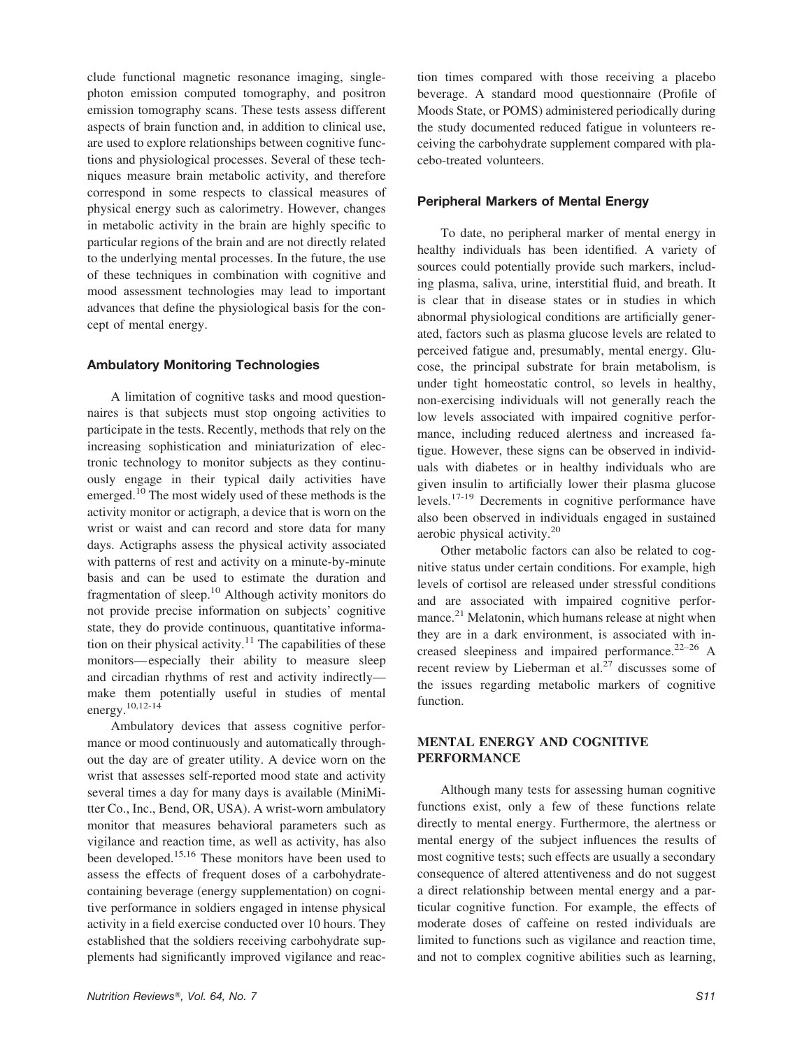clude functional magnetic resonance imaging, single-photon emission computed tomography, and positron emission tomography scans. These tests assess different aspects of brain function and, in addition to clinical use, are used to explore relationships between cognitive functions and physiological processes. Several of these techniques measure brain metabolic activity, and therefore correspond in some respects to classical measures of physical energy such as calorimetry. However, changes in metabolic activity in the brain are highly specific to particular regions of the brain and are not directly related to the underlying mental processes. In the future, the use of these techniques in combination with cognitive and mood assessment technologies may lead to important advances that define the physiological basis for the concept of mental energy.

### Ambulatory Monitoring Technologies

A limitation of cognitive tasks and mood questionnaires is that subjects must stop ongoing activities to participate in the tests. Recently, methods that rely on the increasing sophistication and miniaturization of electronic technology to monitor subjects as they continuously engage in their typical daily activities have emerged.[10] The most widely used of these methods is the activity monitor or actigraph, a device that is worn on the wrist or waist and can record and store data for many days. Actigraphs assess the physical activity associated with patterns of rest and activity on a minute-by-minute basis and can be used to estimate the duration and fragmentation of sleep.[10] Although activity monitors do not provide precise information on subjects' cognitive state, they do provide continuous, quantitative information on their physical activity.[11] The capabilities of these monitors—especially their ability to measure sleep and circadian rhythms of rest and activity indirectly—make them potentially useful in studies of mental energy.[10,12-14]

Ambulatory devices that assess cognitive performance or mood continuously and automatically throughout the day are of greater utility. A device worn on the wrist that assesses self-reported mood state and activity several times a day for many days is available (MiniMitter Co., Inc., Bend, OR, USA). A wrist-worn ambulatory monitor that measures behavioral parameters such as vigilance and reaction time, as well as activity, has also been developed.[15,16] These monitors have been used to assess the effects of frequent doses of a carbohydrate-containing beverage (energy supplementation) on cognitive performance in soldiers engaged in intense physical activity in a field exercise conducted over 10 hours. They established that the soldiers receiving carbohydrate supplements had significantly improved vigilance and reaction times compared with those receiving a placebo beverage. A standard mood questionnaire (Profile of Moods State, or POMS) administered periodically during the study documented reduced fatigue in volunteers receiving the carbohydrate supplement compared with placebo-treated volunteers.

### Peripheral Markers of Mental Energy

To date, no peripheral marker of mental energy in healthy individuals has been identified. A variety of sources could potentially provide such markers, including plasma, saliva, urine, interstitial fluid, and breath. It is clear that in disease states or in studies in which abnormal physiological conditions are artificially generated, factors such as plasma glucose levels are related to perceived fatigue and, presumably, mental energy. Glucose, the principal substrate for brain metabolism, is under tight homeostatic control, so levels in healthy, non-exercising individuals will not generally reach the low levels associated with impaired cognitive performance, including reduced alertness and increased fatigue. However, these signs can be observed in individuals with diabetes or in healthy individuals who are given insulin to artificially lower their plasma glucose levels.[17-19] Decrements in cognitive performance have also been observed in individuals engaged in sustained aerobic physical activity.[20]

Other metabolic factors can also be related to cognitive status under certain conditions. For example, high levels of cortisol are released under stressful conditions and are associated with impaired cognitive performance.[21] Melatonin, which humans release at night when they are in a dark environment, is associated with increased sleepiness and impaired performance.[22–26] A recent review by Lieberman et al.[27] discusses some of the issues regarding metabolic markers of cognitive function.

## MENTAL ENERGY AND COGNITIVE PERFORMANCE

Although many tests for assessing human cognitive functions exist, only a few of these functions relate directly to mental energy. Furthermore, the alertness or mental energy of the subject influences the results of most cognitive tests; such effects are usually a secondary consequence of altered attentiveness and do not suggest a direct relationship between mental energy and a particular cognitive function. For example, the effects of moderate doses of caffeine on rested individuals are limited to functions such as vigilance and reaction time, and not to complex cognitive abilities such as learning,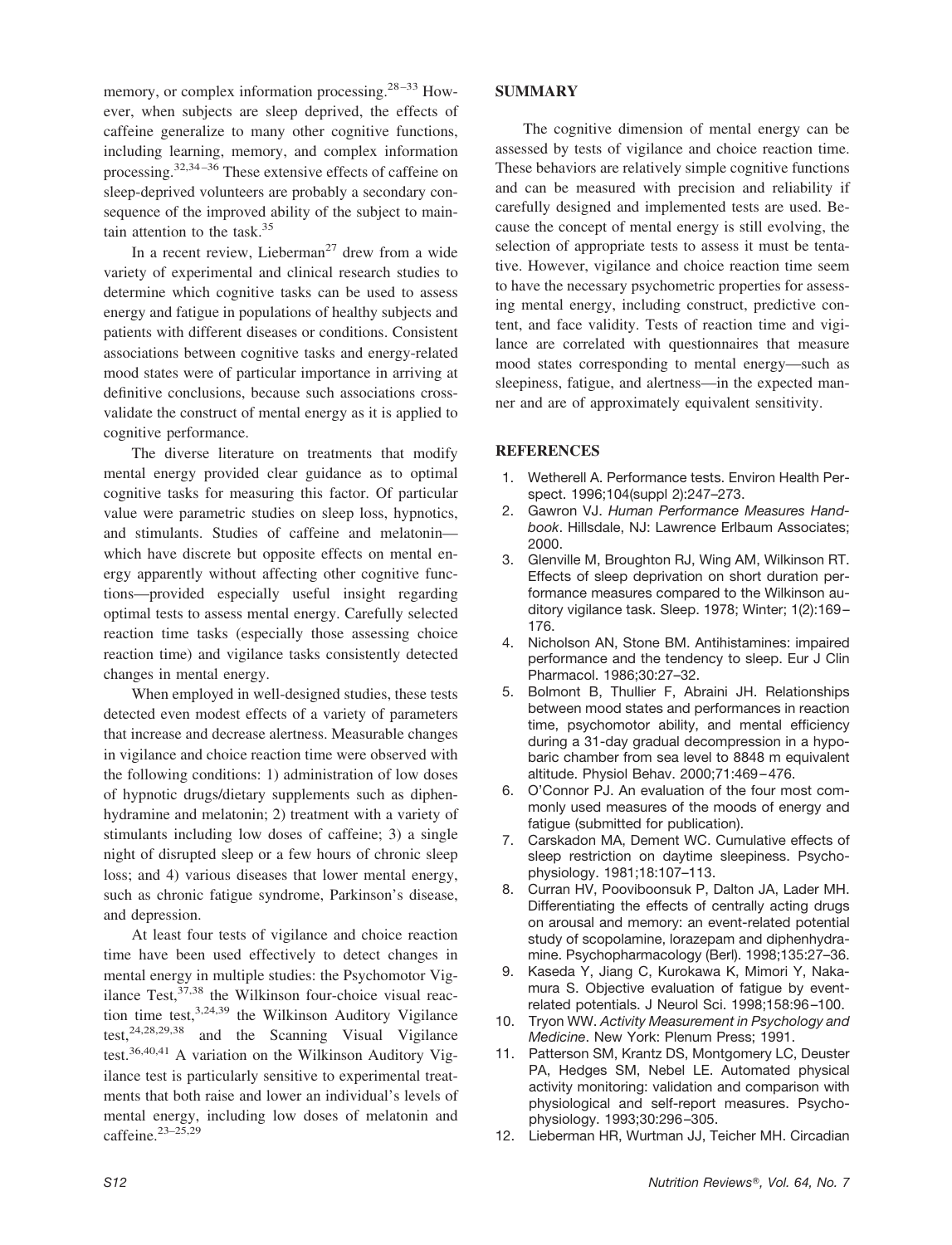memory, or complex information processing.[28–33] However, when subjects are sleep deprived, the effects of caffeine generalize to many other cognitive functions, including learning, memory, and complex information processing.[32,34–36] These extensive effects of caffeine on sleep-deprived volunteers are probably a secondary consequence of the improved ability of the subject to maintain attention to the task.[35]

In a recent review, Lieberman[27] drew from a wide variety of experimental and clinical research studies to determine which cognitive tasks can be used to assess energy and fatigue in populations of healthy subjects and patients with different diseases or conditions. Consistent associations between cognitive tasks and energy-related mood states were of particular importance in arriving at definitive conclusions, because such associations cross-validate the construct of mental energy as it is applied to cognitive performance.

The diverse literature on treatments that modify mental energy provided clear guidance as to optimal cognitive tasks for measuring this factor. Of particular value were parametric studies on sleep loss, hypnotics, and stimulants. Studies of caffeine and melatonin—which have discrete but opposite effects on mental energy apparently without affecting other cognitive functions—provided especially useful insight regarding optimal tests to assess mental energy. Carefully selected reaction time tasks (especially those assessing choice reaction time) and vigilance tasks consistently detected changes in mental energy.

When employed in well-designed studies, these tests detected even modest effects of a variety of parameters that increase and decrease alertness. Measurable changes in vigilance and choice reaction time were observed with the following conditions: 1) administration of low doses of hypnotic drugs/dietary supplements such as diphenhydramine and melatonin; 2) treatment with a variety of stimulants including low doses of caffeine; 3) a single night of disrupted sleep or a few hours of chronic sleep loss; and 4) various diseases that lower mental energy, such as chronic fatigue syndrome, Parkinson's disease, and depression.

At least four tests of vigilance and choice reaction time have been used effectively to detect changes in mental energy in multiple studies: the Psychomotor Vigilance Test,[37,38] the Wilkinson four-choice visual reaction time test,[3,24,39] the Wilkinson Auditory Vigilance test,[24,28,29,38] and the Scanning Visual Vigilance test.[36,40,41] A variation on the Wilkinson Auditory Vigilance test is particularly sensitive to experimental treatments that both raise and lower an individual's levels of mental energy, including low doses of melatonin and caffeine.[23–25,29]

## SUMMARY

The cognitive dimension of mental energy can be assessed by tests of vigilance and choice reaction time. These behaviors are relatively simple cognitive functions and can be measured with precision and reliability if carefully designed and implemented tests are used. Because the concept of mental energy is still evolving, the selection of appropriate tests to assess it must be tentative. However, vigilance and choice reaction time seem to have the necessary psychometric properties for assessing mental energy, including construct, predictive content, and face validity. Tests of reaction time and vigilance are correlated with questionnaires that measure mood states corresponding to mental energy—such as sleepiness, fatigue, and alertness—in the expected manner and are of approximately equivalent sensitivity.

## REFERENCES

1. Wetherell A. Performance tests. Environ Health Perspect. 1996;104(suppl 2):247–273.
2. Gawron VJ. *Human Performance Measures Handbook*. Hillsdale, NJ: Lawrence Erlbaum Associates; 2000.
3. Glenville M, Broughton RJ, Wing AM, Wilkinson RT. Effects of sleep deprivation on short duration performance measures compared to the Wilkinson auditory vigilance task. Sleep. 1978; Winter; 1(2):169–176.
4. Nicholson AN, Stone BM. Antihistamines: impaired performance and the tendency to sleep. Eur J Clin Pharmacol. 1986;30:27–32.
5. Bolmont B, Thullier F, Abraini JH. Relationships between mood states and performances in reaction time, psychomotor ability, and mental efficiency during a 31-day gradual decompression in a hypobaric chamber from sea level to 8848 m equivalent altitude. Physiol Behav. 2000;71:469–476.
6. O'Connor PJ. An evaluation of the four most commonly used measures of the moods of energy and fatigue (submitted for publication).
7. Carskadon MA, Dement WC. Cumulative effects of sleep restriction on daytime sleepiness. Psychophysiology. 1981;18:107–113.
8. Curran HV, Pooviboonsuk P, Dalton JA, Lader MH. Differentiating the effects of centrally acting drugs on arousal and memory: an event-related potential study of scopolamine, lorazepam and diphenhydramine. Psychopharmacology (Berl). 1998;135:27–36.
9. Kaseda Y, Jiang C, Kurokawa K, Mimori Y, Nakamura S. Objective evaluation of fatigue by event-related potentials. J Neurol Sci. 1998;158:96–100.
10. Tryon WW. *Activity Measurement in Psychology and Medicine*. New York: Plenum Press; 1991.
11. Patterson SM, Krantz DS, Montgomery LC, Deuster PA, Hedges SM, Nebel LE. Automated physical activity monitoring: validation and comparison with physiological and self-report measures. Psychophysiology. 1993;30:296–305.
12. Lieberman HR, Wurtman JJ, Teicher MH. Circadian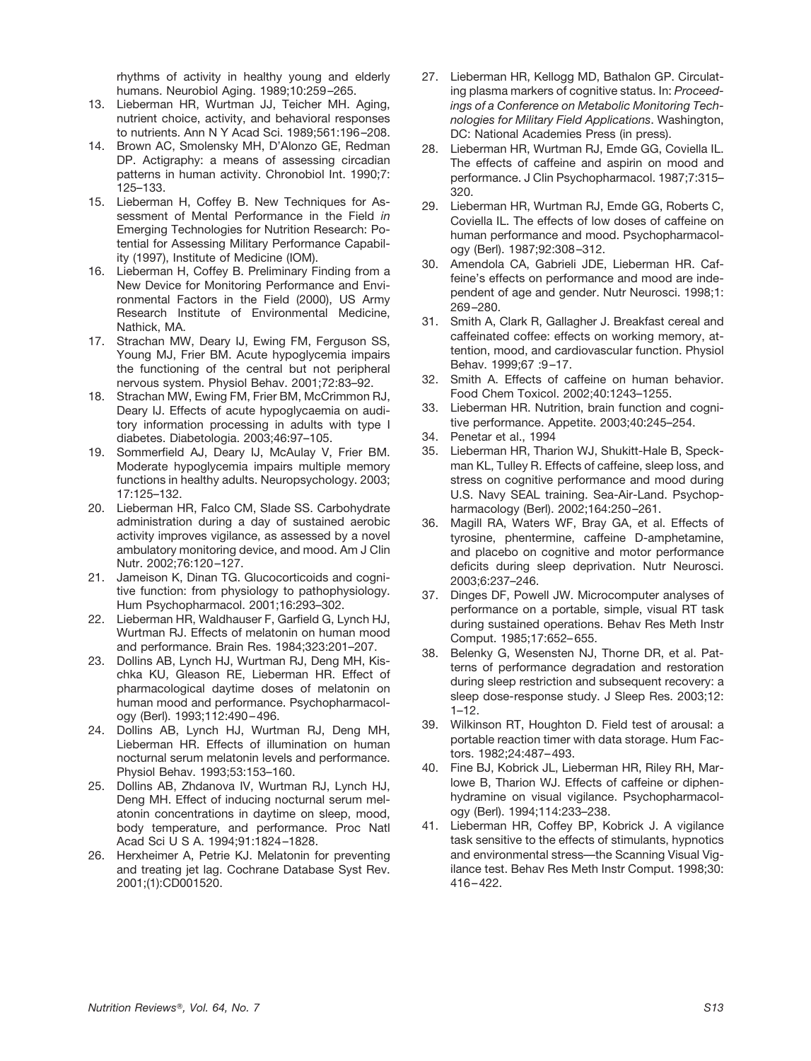rhythms of activity in healthy young and elderly humans. Neurobiol Aging. 1989;10:259–265.

13. Lieberman HR, Wurtman JJ, Teicher MH. Aging, nutrient choice, activity, and behavioral responses to nutrients. Ann N Y Acad Sci. 1989;561:196–208.
14. Brown AC, Smolensky MH, D'Alonzo GE, Redman DP. Actigraphy: a means of assessing circadian patterns in human activity. Chronobiol Int. 1990;7: 125–133.
15. Lieberman H, Coffey B. New Techniques for Assessment of Mental Performance in the Field *in* Emerging Technologies for Nutrition Research: Potential for Assessing Military Performance Capability (1997), Institute of Medicine (IOM).
16. Lieberman H, Coffey B. Preliminary Finding from a New Device for Monitoring Performance and Environmental Factors in the Field (2000), US Army Research Institute of Environmental Medicine, Nathick, MA.
17. Strachan MW, Deary IJ, Ewing FM, Ferguson SS, Young MJ, Frier BM. Acute hypoglycemia impairs the functioning of the central but not peripheral nervous system. Physiol Behav. 2001;72:83–92.
18. Strachan MW, Ewing FM, Frier BM, McCrimmon RJ, Deary IJ. Effects of acute hypoglycaemia on auditory information processing in adults with type I diabetes. Diabetologia. 2003;46:97–105.
19. Sommerfield AJ, Deary IJ, McAulay V, Frier BM. Moderate hypoglycemia impairs multiple memory functions in healthy adults. Neuropsychology. 2003; 17:125–132.
20. Lieberman HR, Falco CM, Slade SS. Carbohydrate administration during a day of sustained aerobic activity improves vigilance, as assessed by a novel ambulatory monitoring device, and mood. Am J Clin Nutr. 2002;76:120–127.
21. Jameison K, Dinan TG. Glucocorticoids and cognitive function: from physiology to pathophysiology. Hum Psychopharmacol. 2001;16:293–302.
22. Lieberman HR, Waldhauser F, Garfield G, Lynch HJ, Wurtman RJ. Effects of melatonin on human mood and performance. Brain Res. 1984;323:201–207.
23. Dollins AB, Lynch HJ, Wurtman RJ, Deng MH, Kischka KU, Gleason RE, Lieberman HR. Effect of pharmacological daytime doses of melatonin on human mood and performance. Psychopharmacology (Berl). 1993;112:490–496.
24. Dollins AB, Lynch HJ, Wurtman RJ, Deng MH, Lieberman HR. Effects of illumination on human nocturnal serum melatonin levels and performance. Physiol Behav. 1993;53:153–160.
25. Dollins AB, Zhdanova IV, Wurtman RJ, Lynch HJ, Deng MH. Effect of inducing nocturnal serum melatonin concentrations in daytime on sleep, mood, body temperature, and performance. Proc Natl Acad Sci U S A. 1994;91:1824–1828.
26. Herxheimer A, Petrie KJ. Melatonin for preventing and treating jet lag. Cochrane Database Syst Rev. 2001;(1):CD001520.
27. Lieberman HR, Kellogg MD, Bathalon GP. Circulating plasma markers of cognitive status. In: *Proceedings of a Conference on Metabolic Monitoring Technologies for Military Field Applications*. Washington, DC: National Academies Press (in press).
28. Lieberman HR, Wurtman RJ, Emde GG, Coviella IL. The effects of caffeine and aspirin on mood and performance. J Clin Psychopharmacol. 1987;7:315–320.
29. Lieberman HR, Wurtman RJ, Emde GG, Roberts C, Coviella IL. The effects of low doses of caffeine on human performance and mood. Psychopharmacology (Berl). 1987;92:308–312.
30. Amendola CA, Gabrieli JDE, Lieberman HR. Caffeine's effects on performance and mood are independent of age and gender. Nutr Neurosci. 1998;1: 269–280.
31. Smith A, Clark R, Gallagher J. Breakfast cereal and caffeinated coffee: effects on working memory, attention, mood, and cardiovascular function. Physiol Behav. 1999;67 :9–17.
32. Smith A. Effects of caffeine on human behavior. Food Chem Toxicol. 2002;40:1243–1255.
33. Lieberman HR. Nutrition, brain function and cognitive performance. Appetite. 2003;40:245–254.
34. Penetar et al., 1994
35. Lieberman HR, Tharion WJ, Shukitt-Hale B, Speckman KL, Tulley R. Effects of caffeine, sleep loss, and stress on cognitive performance and mood during U.S. Navy SEAL training. Sea-Air-Land. Psychopharmacology (Berl). 2002;164:250–261.
36. Magill RA, Waters WF, Bray GA, et al. Effects of tyrosine, phentermine, caffeine D-amphetamine, and placebo on cognitive and motor performance deficits during sleep deprivation. Nutr Neurosci. 2003;6:237–246.
37. Dinges DF, Powell JW. Microcomputer analyses of performance on a portable, simple, visual RT task during sustained operations. Behav Res Meth Instr Comput. 1985;17:652–655.
38. Belenky G, Wesensten NJ, Thorne DR, et al. Patterns of performance degradation and restoration during sleep restriction and subsequent recovery: a sleep dose-response study. J Sleep Res. 2003;12: 1–12.
39. Wilkinson RT, Houghton D. Field test of arousal: a portable reaction timer with data storage. Hum Factors. 1982;24:487–493.
40. Fine BJ, Kobrick JL, Lieberman HR, Riley RH, Marlowe B, Tharion WJ. Effects of caffeine or diphenhydramine on visual vigilance. Psychopharmacology (Berl). 1994;114:233–238.
41. Lieberman HR, Coffey BP, Kobrick J. A vigilance task sensitive to the effects of stimulants, hypnotics and environmental stress—the Scanning Visual Vigilance test. Behav Res Meth Instr Comput. 1998;30: 416–422.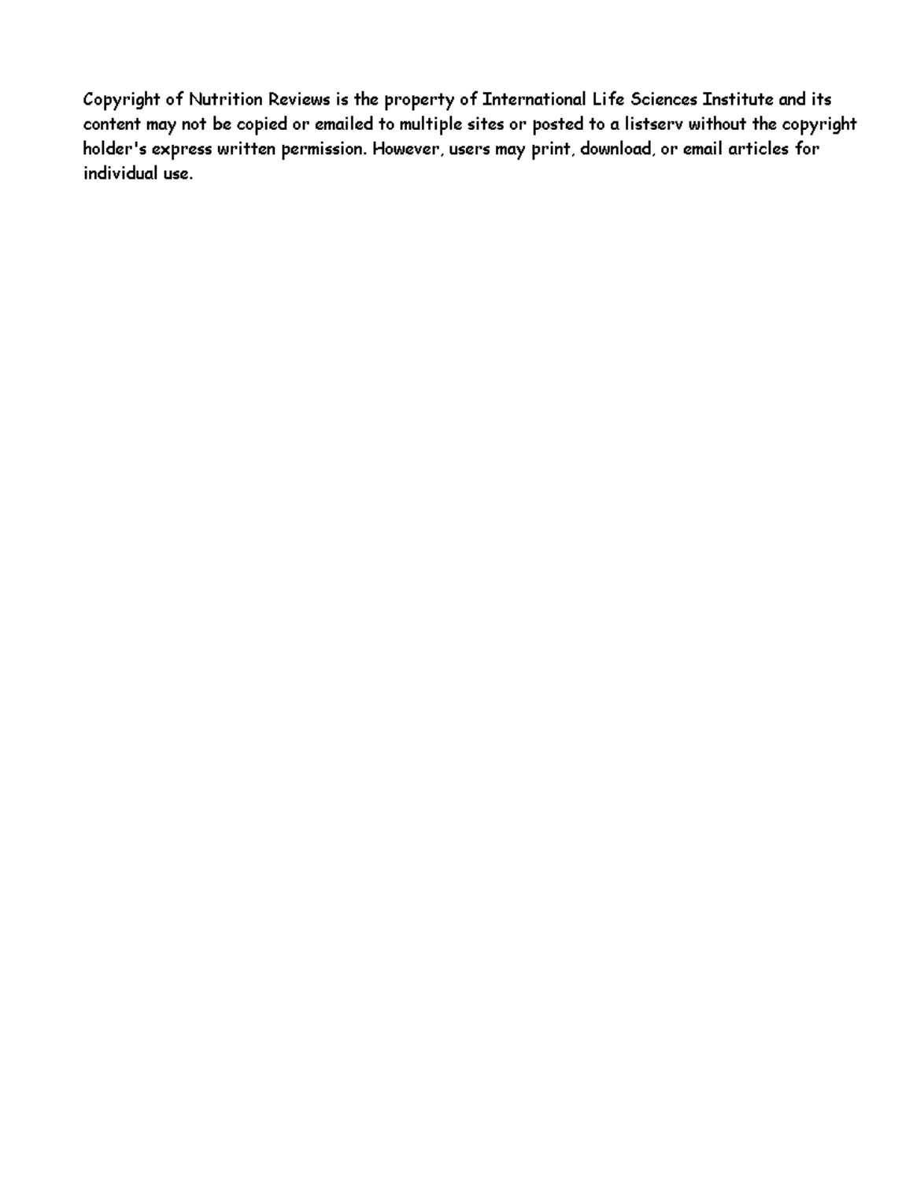Copyright of Nutrition Reviews is the property of International Life Sciences Institute and its content may not be copied or emailed to multiple sites or posted to a listserv without the copyright holder's express written permission. However, users may print, download, or email articles for individual use.